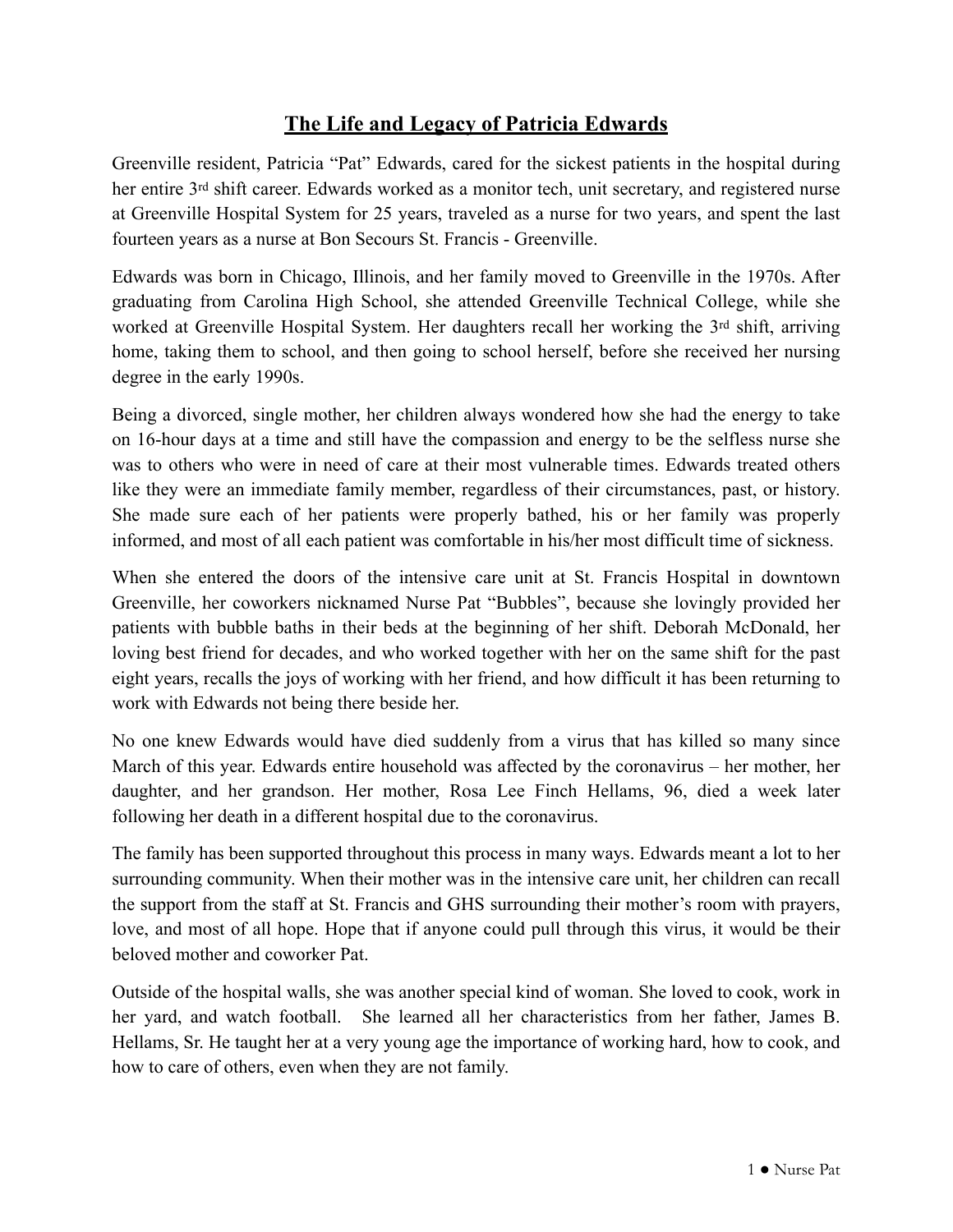# **The Life and Legacy of Patricia Edwards**

Greenville resident, Patricia "Pat" Edwards, cared for the sickest patients in the hospital during her entire 3rd shift career. Edwards worked as a monitor tech, unit secretary, and registered nurse at Greenville Hospital System for 25 years, traveled as a nurse for two years, and spent the last fourteen years as a nurse at Bon Secours St. Francis - Greenville.

Edwards was born in Chicago, Illinois, and her family moved to Greenville in the 1970s. After graduating from Carolina High School, she attended Greenville Technical College, while she worked at Greenville Hospital System. Her daughters recall her working the 3rd shift, arriving home, taking them to school, and then going to school herself, before she received her nursing degree in the early 1990s.

Being a divorced, single mother, her children always wondered how she had the energy to take on 16-hour days at a time and still have the compassion and energy to be the selfless nurse she was to others who were in need of care at their most vulnerable times. Edwards treated others like they were an immediate family member, regardless of their circumstances, past, or history. She made sure each of her patients were properly bathed, his or her family was properly informed, and most of all each patient was comfortable in his/her most difficult time of sickness.

When she entered the doors of the intensive care unit at St. Francis Hospital in downtown Greenville, her coworkers nicknamed Nurse Pat "Bubbles", because she lovingly provided her patients with bubble baths in their beds at the beginning of her shift. Deborah McDonald, her loving best friend for decades, and who worked together with her on the same shift for the past eight years, recalls the joys of working with her friend, and how difficult it has been returning to work with Edwards not being there beside her.

No one knew Edwards would have died suddenly from a virus that has killed so many since March of this year. Edwards entire household was affected by the coronavirus – her mother, her daughter, and her grandson. Her mother, Rosa Lee Finch Hellams, 96, died a week later following her death in a different hospital due to the coronavirus.

The family has been supported throughout this process in many ways. Edwards meant a lot to her surrounding community. When their mother was in the intensive care unit, her children can recall the support from the staff at St. Francis and GHS surrounding their mother's room with prayers, love, and most of all hope. Hope that if anyone could pull through this virus, it would be their beloved mother and coworker Pat.

Outside of the hospital walls, she was another special kind of woman. She loved to cook, work in her yard, and watch football. She learned all her characteristics from her father, James B. Hellams, Sr. He taught her at a very young age the importance of working hard, how to cook, and how to care of others, even when they are not family.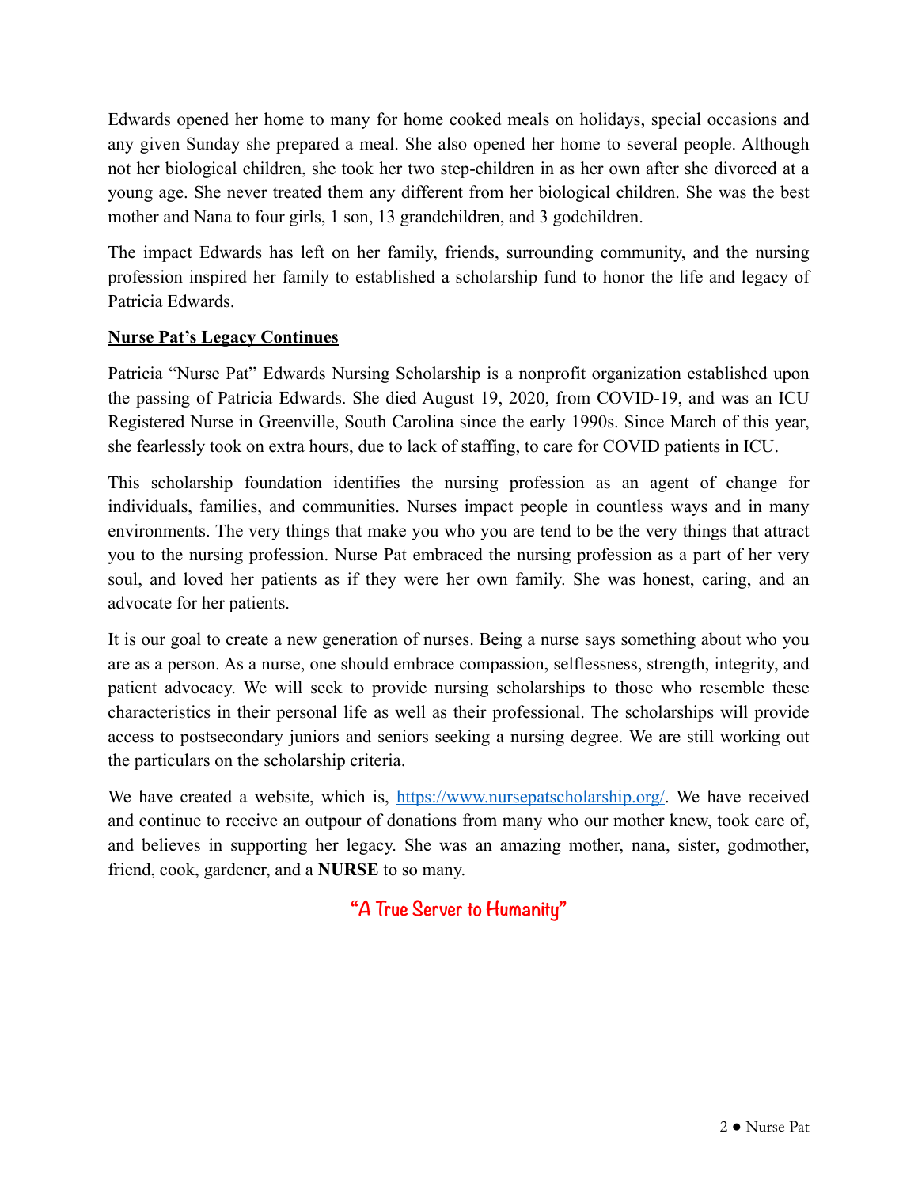Edwards opened her home to many for home cooked meals on holidays, special occasions and any given Sunday she prepared a meal. She also opened her home to several people. Although not her biological children, she took her two step-children in as her own after she divorced at a young age. She never treated them any different from her biological children. She was the best mother and Nana to four girls, 1 son, 13 grandchildren, and 3 godchildren.

The impact Edwards has left on her family, friends, surrounding community, and the nursing profession inspired her family to established a scholarship fund to honor the life and legacy of Patricia Edwards.

**Nurse Pat's Legacy Continues**

Patricia "Nurse Pat" Edwards Nursing Scholarship is a nonprofit organization established upon the passing of Patricia Edwards. She died August 19, 2020, from COVID-19, and was an ICU Registered Nurse in Greenville, South Carolina since the early 1990s. Since March of this year, she fearlessly took on extra hours, due to lack of staffing, to care for COVID patients in ICU.

This scholarship foundation identifies the nursing profession as an agent of change for individuals, families, and communities. Nurses impact people in countless ways and in many environments. The very things that make you who you are tend to be the very things that attract you to the nursing profession. Nurse Pat embraced the nursing profession as a part of her very soul, and loved her patients as if they were her own family. She was honest, caring, and an advocate for her patients.

It is our goal to create a new generation of nurses. Being a nurse says something about who you are as a person. As a nurse, one should embrace compassion, selflessness, strength, integrity, and patient advocacy. We will seek to provide nursing scholarships to those who resemble these characteristics in their personal life as well as their professional. The scholarships will provide access to postsecondary juniors and seniors seeking a nursing degree. We are still working out the particulars on the scholarship criteria.

We have created a website, which is, https://www.nursepatscholarship.org/. We have received and continue to receive an outpour of donations from many who our mother knew, took care of, and believes in supporting her legacy. She was an amazing mother, nana, sister, godmother, friend, cook, gardener, and a **NURSE** to so many.

**"A True Server to Humanity"**